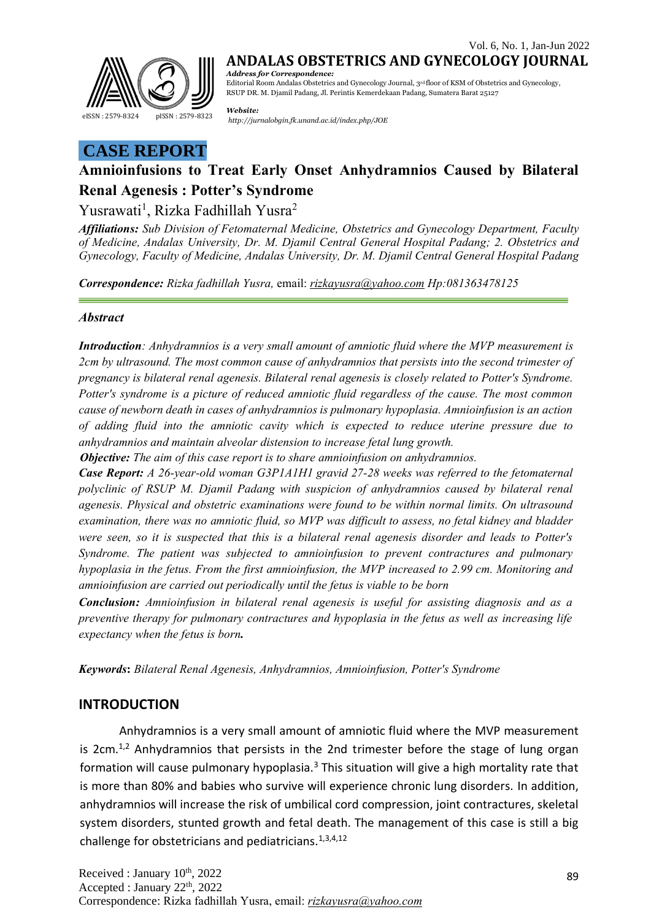# CASE REPORT

## Amnioinfusions to Treat Early Onset Anhydramnios Caused by Bilateral Renal Agenesis : Potter's Syndrome

Yusrawati[1], Rizka Fadhillah Yusra[2]

***Affiliations:*** *Sub Division of Fetomaternal Medicine, Obstetrics and Gynecology Department, Faculty of Medicine, Andalas University, Dr. M. Djamil Central General Hospital Padang; 2. Obstetrics and Gynecology, Faculty of Medicine, Andalas University, Dr. M. Djamil Central General Hospital Padang*

***Correspondence:*** *Rizka fadhillah Yusra,* email: *rizkayusra@yahoo.com Hp:081363478125*

### *Abstract*

***Introduction****: Anhydramnios is a very small amount of amniotic fluid where the MVP measurement is 2cm by ultrasound. The most common cause of anhydramnios that persists into the second trimester of pregnancy is bilateral renal agenesis. Bilateral renal agenesis is closely related to Potter's Syndrome. Potter's syndrome is a picture of reduced amniotic fluid regardless of the cause. The most common cause of newborn death in cases of anhydramnios is pulmonary hypoplasia. Amnioinfusion is an action of adding fluid into the amniotic cavity which is expected to reduce uterine pressure due to anhydramnios and maintain alveolar distension to increase fetal lung growth.*

***Objective:*** *The aim of this case report is to share amnioinfusion on anhydramnios.*

***Case Report:*** *A 26-year-old woman G3P1A1H1 gravid 27-28 weeks was referred to the fetomaternal polyclinic of RSUP M. Djamil Padang with suspicion of anhydramnios caused by bilateral renal agenesis. Physical and obstetric examinations were found to be within normal limits. On ultrasound examination, there was no amniotic fluid, so MVP was difficult to assess, no fetal kidney and bladder were seen, so it is suspected that this is a bilateral renal agenesis disorder and leads to Potter's Syndrome. The patient was subjected to amnioinfusion to prevent contractures and pulmonary hypoplasia in the fetus. From the first amnioinfusion, the MVP increased to 2.99 cm. Monitoring and amnioinfusion are carried out periodically until the fetus is viable to be born*

***Conclusion:*** *Amnioinfusion in bilateral renal agenesis is useful for assisting diagnosis and as a preventive therapy for pulmonary contractures and hypoplasia in the fetus as well as increasing life expectancy when the fetus is born.*

***Keywords*****:** *Bilateral Renal Agenesis, Anhydramnios, Amnioinfusion, Potter's Syndrome*

## INTRODUCTION

Anhydramnios is a very small amount of amniotic fluid where the MVP measurement is 2cm.[1,2] Anhydramnios that persists in the 2nd trimester before the stage of lung organ formation will cause pulmonary hypoplasia.[3] This situation will give a high mortality rate that is more than 80% and babies who survive will experience chronic lung disorders. In addition, anhydramnios will increase the risk of umbilical cord compression, joint contractures, skeletal system disorders, stunted growth and fetal death. The management of this case is still a big challenge for obstetricians and pediatricians.[1,3,4,12]

Received : January 10th, 2022
Accepted : January 22th, 2022
Correspondence: Rizka fadhillah Yusra, email: *rizkayusra@yahoo.com*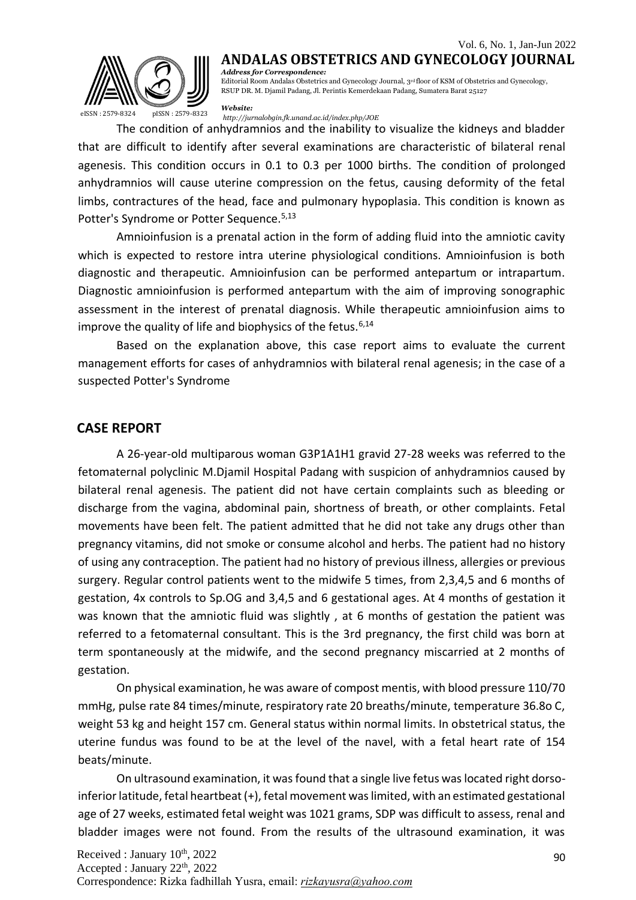The condition of anhydramnios and the inability to visualize the kidneys and bladder that are difficult to identify after several examinations are characteristic of bilateral renal agenesis. This condition occurs in 0.1 to 0.3 per 1000 births. The condition of prolonged anhydramnios will cause uterine compression on the fetus, causing deformity of the fetal limbs, contractures of the head, face and pulmonary hypoplasia. This condition is known as Potter's Syndrome or Potter Sequence.[5,13]

Amnioinfusion is a prenatal action in the form of adding fluid into the amniotic cavity which is expected to restore intra uterine physiological conditions. Amnioinfusion is both diagnostic and therapeutic. Amnioinfusion can be performed antepartum or intrapartum. Diagnostic amnioinfusion is performed antepartum with the aim of improving sonographic assessment in the interest of prenatal diagnosis. While therapeutic amnioinfusion aims to improve the quality of life and biophysics of the fetus.[6,14]

Based on the explanation above, this case report aims to evaluate the current management efforts for cases of anhydramnios with bilateral renal agenesis; in the case of a suspected Potter's Syndrome

## CASE REPORT

A 26-year-old multiparous woman G3P1A1H1 gravid 27-28 weeks was referred to the fetomaternal polyclinic M.Djamil Hospital Padang with suspicion of anhydramnios caused by bilateral renal agenesis. The patient did not have certain complaints such as bleeding or discharge from the vagina, abdominal pain, shortness of breath, or other complaints. Fetal movements have been felt. The patient admitted that he did not take any drugs other than pregnancy vitamins, did not smoke or consume alcohol and herbs. The patient had no history of using any contraception. The patient had no history of previous illness, allergies or previous surgery. Regular control patients went to the midwife 5 times, from 2,3,4,5 and 6 months of gestation, 4x controls to Sp.OG and 3,4,5 and 6 gestational ages. At 4 months of gestation it was known that the amniotic fluid was slightly , at 6 months of gestation the patient was referred to a fetomaternal consultant. This is the 3rd pregnancy, the first child was born at term spontaneously at the midwife, and the second pregnancy miscarried at 2 months of gestation.

On physical examination, he was aware of compost mentis, with blood pressure 110/70 mmHg, pulse rate 84 times/minute, respiratory rate 20 breaths/minute, temperature 36.8o C, weight 53 kg and height 157 cm. General status within normal limits. In obstetrical status, the uterine fundus was found to be at the level of the navel, with a fetal heart rate of 154 beats/minute.

On ultrasound examination, it was found that a single live fetus was located right dorso-inferior latitude, fetal heartbeat (+), fetal movement was limited, with an estimated gestational age of 27 weeks, estimated fetal weight was 1021 grams, SDP was difficult to assess, renal and bladder images were not found. From the results of the ultrasound examination, it was

Received : January 10th, 2022
Accepted : January 22th, 2022
Correspondence: Rizka fadhillah Yusra, email: rizkayusra@yahoo.com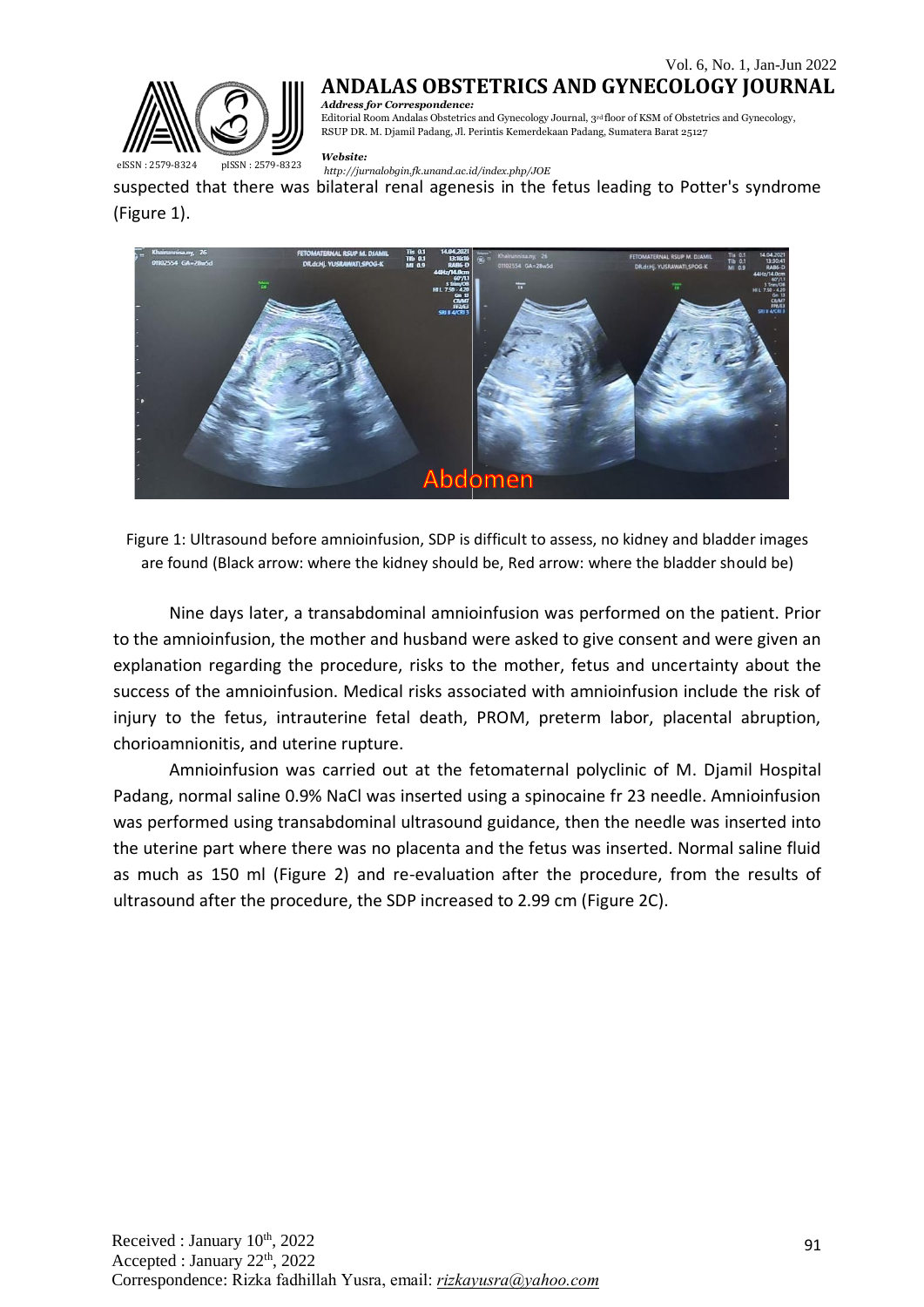suspected that there was bilateral renal agenesis in the fetus leading to Potter's syndrome (Figure 1).

Figure 1: Ultrasound before amnioinfusion, SDP is difficult to assess, no kidney and bladder images are found (Black arrow: where the kidney should be, Red arrow: where the bladder should be)

Nine days later, a transabdominal amnioinfusion was performed on the patient. Prior to the amnioinfusion, the mother and husband were asked to give consent and were given an explanation regarding the procedure, risks to the mother, fetus and uncertainty about the success of the amnioinfusion. Medical risks associated with amnioinfusion include the risk of injury to the fetus, intrauterine fetal death, PROM, preterm labor, placental abruption, chorioamnionitis, and uterine rupture.

Amnioinfusion was carried out at the fetomaternal polyclinic of M. Djamil Hospital Padang, normal saline 0.9% NaCl was inserted using a spinocaine fr 23 needle. Amnioinfusion was performed using transabdominal ultrasound guidance, then the needle was inserted into the uterine part where there was no placenta and the fetus was inserted. Normal saline fluid as much as 150 ml (Figure 2) and re-evaluation after the procedure, from the results of ultrasound after the procedure, the SDP increased to 2.99 cm (Figure 2C).

Received : January 10th, 2022
Accepted : January 22th, 2022
Correspondence: Rizka fadhillah Yusra, email: *rizkayusra@yahoo.com*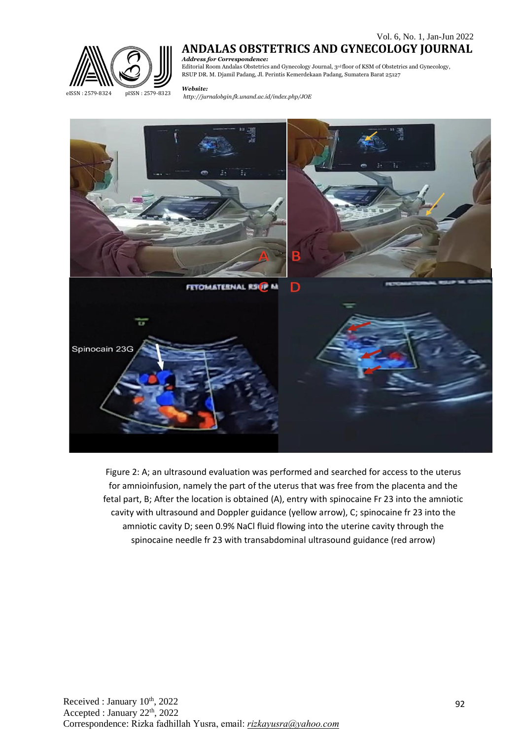Figure 2: A; an ultrasound evaluation was performed and searched for access to the uterus for amnioinfusion, namely the part of the uterus that was free from the placenta and the fetal part, B; After the location is obtained (A), entry with spinocaine Fr 23 into the amniotic cavity with ultrasound and Doppler guidance (yellow arrow), C; spinocaine fr 23 into the amniotic cavity D; seen 0.9% NaCl fluid flowing into the uterine cavity through the spinocaine needle fr 23 with transabdominal ultrasound guidance (red arrow)

Received : January 10th, 2022
Accepted : January 22th, 2022
Correspondence: Rizka fadhillah Yusra, email: rizkayusra@yahoo.com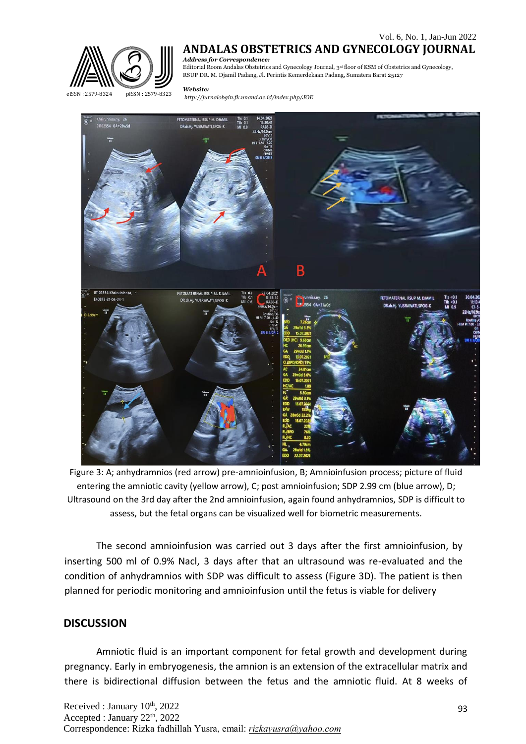Figure 3: A; anhydramnios (red arrow) pre-amnioinfusion, B; Amnioinfusion process; picture of fluid entering the amniotic cavity (yellow arrow), C; post amnioinfusion; SDP 2.99 cm (blue arrow), D; Ultrasound on the 3rd day after the 2nd amnioinfusion, again found anhydramnios, SDP is difficult to assess, but the fetal organs can be visualized well for biometric measurements.

The second amnioinfusion was carried out 3 days after the first amnioinfusion, by inserting 500 ml of 0.9% Nacl, 3 days after that an ultrasound was re-evaluated and the condition of anhydramnios with SDP was difficult to assess (Figure 3D). The patient is then planned for periodic monitoring and amnioinfusion until the fetus is viable for delivery

## DISCUSSION

Amniotic fluid is an important component for fetal growth and development during pregnancy. Early in embryogenesis, the amnion is an extension of the extracellular matrix and there is bidirectional diffusion between the fetus and the amniotic fluid. At 8 weeks of

Received : January 10th, 2022
Accepted : January 22th, 2022
Correspondence: Rizka fadhillah Yusra, email: *rizkayusra@yahoo.com*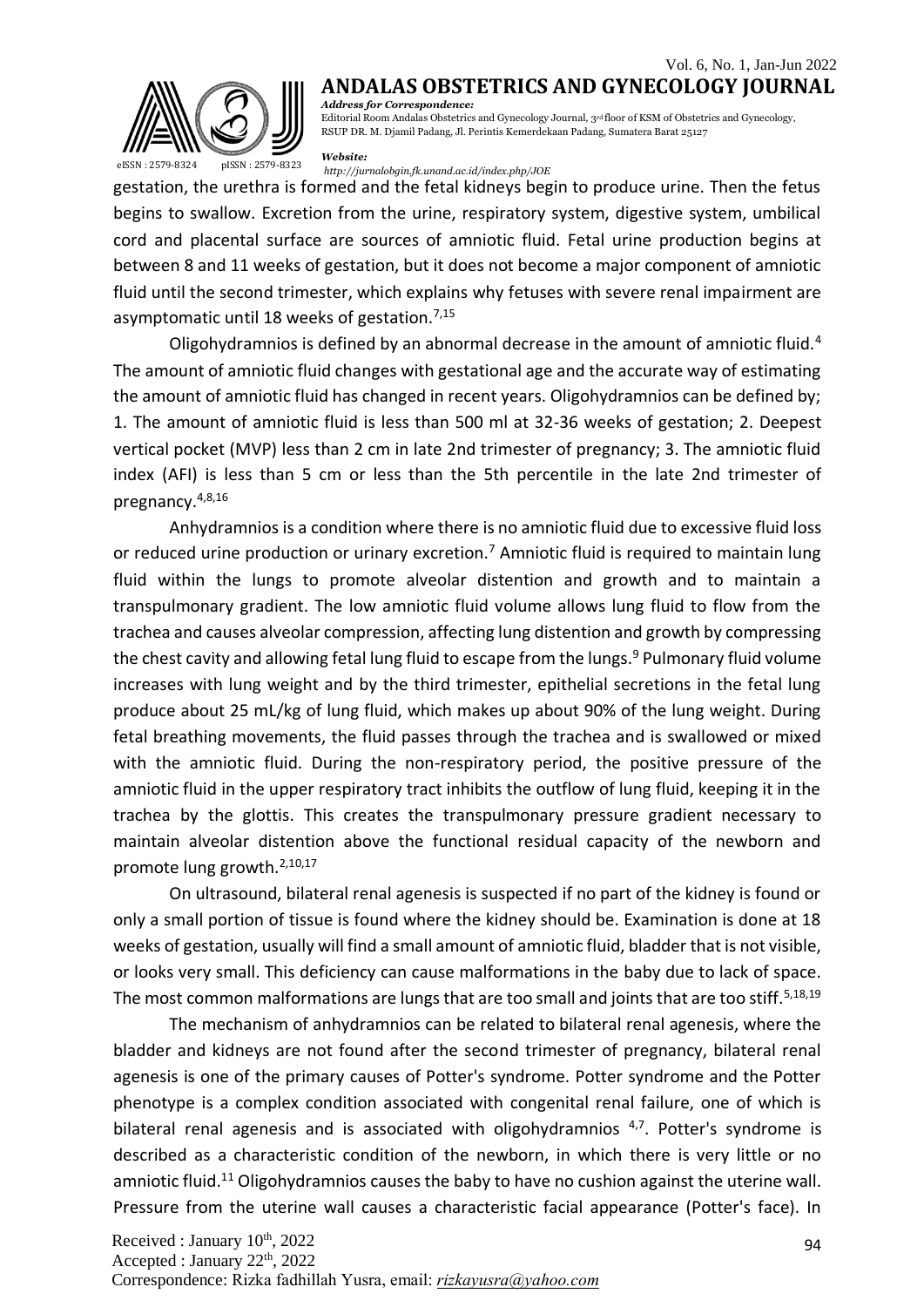gestation, the urethra is formed and the fetal kidneys begin to produce urine. Then the fetus begins to swallow. Excretion from the urine, respiratory system, digestive system, umbilical cord and placental surface are sources of amniotic fluid. Fetal urine production begins at between 8 and 11 weeks of gestation, but it does not become a major component of amniotic fluid until the second trimester, which explains why fetuses with severe renal impairment are asymptomatic until 18 weeks of gestation.[7,15]

Oligohydramnios is defined by an abnormal decrease in the amount of amniotic fluid.[4] The amount of amniotic fluid changes with gestational age and the accurate way of estimating the amount of amniotic fluid has changed in recent years. Oligohydramnios can be defined by; 1. The amount of amniotic fluid is less than 500 ml at 32-36 weeks of gestation; 2. Deepest vertical pocket (MVP) less than 2 cm in late 2nd trimester of pregnancy; 3. The amniotic fluid index (AFI) is less than 5 cm or less than the 5th percentile in the late 2nd trimester of pregnancy.[4,8,16]

Anhydramnios is a condition where there is no amniotic fluid due to excessive fluid loss or reduced urine production or urinary excretion.[7] Amniotic fluid is required to maintain lung fluid within the lungs to promote alveolar distention and growth and to maintain a transpulmonary gradient. The low amniotic fluid volume allows lung fluid to flow from the trachea and causes alveolar compression, affecting lung distention and growth by compressing the chest cavity and allowing fetal lung fluid to escape from the lungs.[9] Pulmonary fluid volume increases with lung weight and by the third trimester, epithelial secretions in the fetal lung produce about 25 mL/kg of lung fluid, which makes up about 90% of the lung weight. During fetal breathing movements, the fluid passes through the trachea and is swallowed or mixed with the amniotic fluid. During the non-respiratory period, the positive pressure of the amniotic fluid in the upper respiratory tract inhibits the outflow of lung fluid, keeping it in the trachea by the glottis. This creates the transpulmonary pressure gradient necessary to maintain alveolar distention above the functional residual capacity of the newborn and promote lung growth.[2,10,17]

On ultrasound, bilateral renal agenesis is suspected if no part of the kidney is found or only a small portion of tissue is found where the kidney should be. Examination is done at 18 weeks of gestation, usually will find a small amount of amniotic fluid, bladder that is not visible, or looks very small. This deficiency can cause malformations in the baby due to lack of space. The most common malformations are lungs that are too small and joints that are too stiff.[5,18,19]

The mechanism of anhydramnios can be related to bilateral renal agenesis, where the bladder and kidneys are not found after the second trimester of pregnancy, bilateral renal agenesis is one of the primary causes of Potter's syndrome. Potter syndrome and the Potter phenotype is a complex condition associated with congenital renal failure, one of which is bilateral renal agenesis and is associated with oligohydramnios [4,7]. Potter's syndrome is described as a characteristic condition of the newborn, in which there is very little or no amniotic fluid.[11] Oligohydramnios causes the baby to have no cushion against the uterine wall. Pressure from the uterine wall causes a characteristic facial appearance (Potter's face). In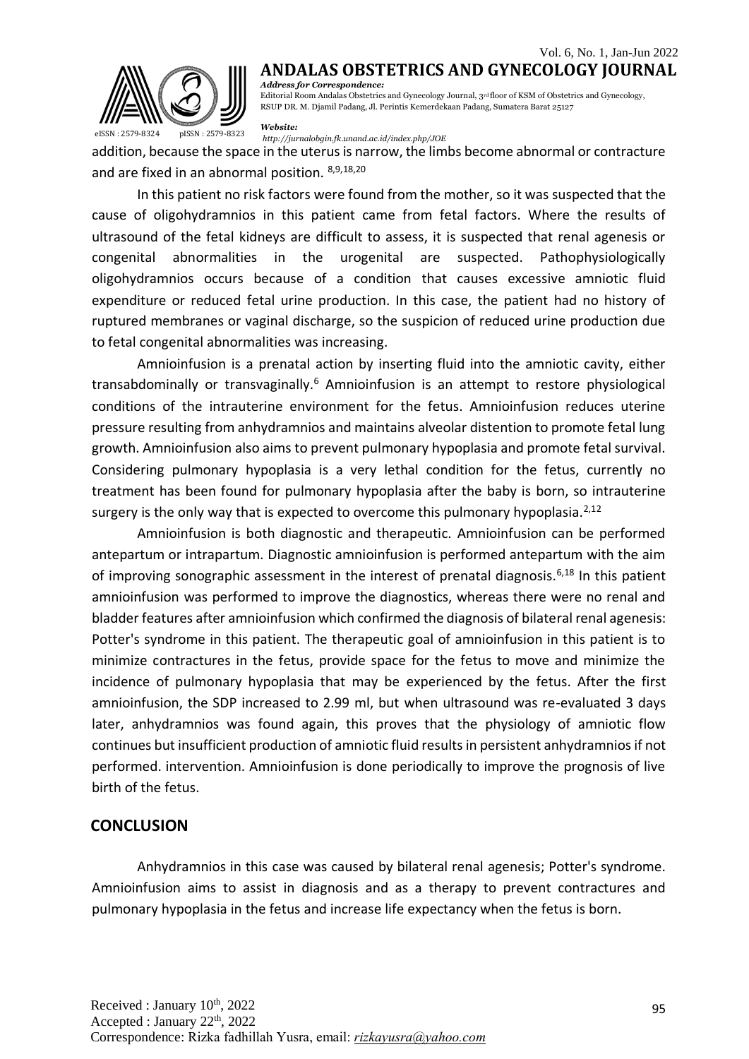addition, because the space in the uterus is narrow, the limbs become abnormal or contracture and are fixed in an abnormal position. [8,9,18,20]

In this patient no risk factors were found from the mother, so it was suspected that the cause of oligohydramnios in this patient came from fetal factors. Where the results of ultrasound of the fetal kidneys are difficult to assess, it is suspected that renal agenesis or congenital abnormalities in the urogenital are suspected. Pathophysiologically oligohydramnios occurs because of a condition that causes excessive amniotic fluid expenditure or reduced fetal urine production. In this case, the patient had no history of ruptured membranes or vaginal discharge, so the suspicion of reduced urine production due to fetal congenital abnormalities was increasing.

Amnioinfusion is a prenatal action by inserting fluid into the amniotic cavity, either transabdominally or transvaginally.[6] Amnioinfusion is an attempt to restore physiological conditions of the intrauterine environment for the fetus. Amnioinfusion reduces uterine pressure resulting from anhydramnios and maintains alveolar distention to promote fetal lung growth. Amnioinfusion also aims to prevent pulmonary hypoplasia and promote fetal survival. Considering pulmonary hypoplasia is a very lethal condition for the fetus, currently no treatment has been found for pulmonary hypoplasia after the baby is born, so intrauterine surgery is the only way that is expected to overcome this pulmonary hypoplasia.[2,12]

Amnioinfusion is both diagnostic and therapeutic. Amnioinfusion can be performed antepartum or intrapartum. Diagnostic amnioinfusion is performed antepartum with the aim of improving sonographic assessment in the interest of prenatal diagnosis.[6,18] In this patient amnioinfusion was performed to improve the diagnostics, whereas there were no renal and bladder features after amnioinfusion which confirmed the diagnosis of bilateral renal agenesis: Potter's syndrome in this patient. The therapeutic goal of amnioinfusion in this patient is to minimize contractures in the fetus, provide space for the fetus to move and minimize the incidence of pulmonary hypoplasia that may be experienced by the fetus. After the first amnioinfusion, the SDP increased to 2.99 ml, but when ultrasound was re-evaluated 3 days later, anhydramnios was found again, this proves that the physiology of amniotic flow continues but insufficient production of amniotic fluid results in persistent anhydramnios if not performed. intervention. Amnioinfusion is done periodically to improve the prognosis of live birth of the fetus.

## CONCLUSION

Anhydramnios in this case was caused by bilateral renal agenesis; Potter's syndrome. Amnioinfusion aims to assist in diagnosis and as a therapy to prevent contractures and pulmonary hypoplasia in the fetus and increase life expectancy when the fetus is born.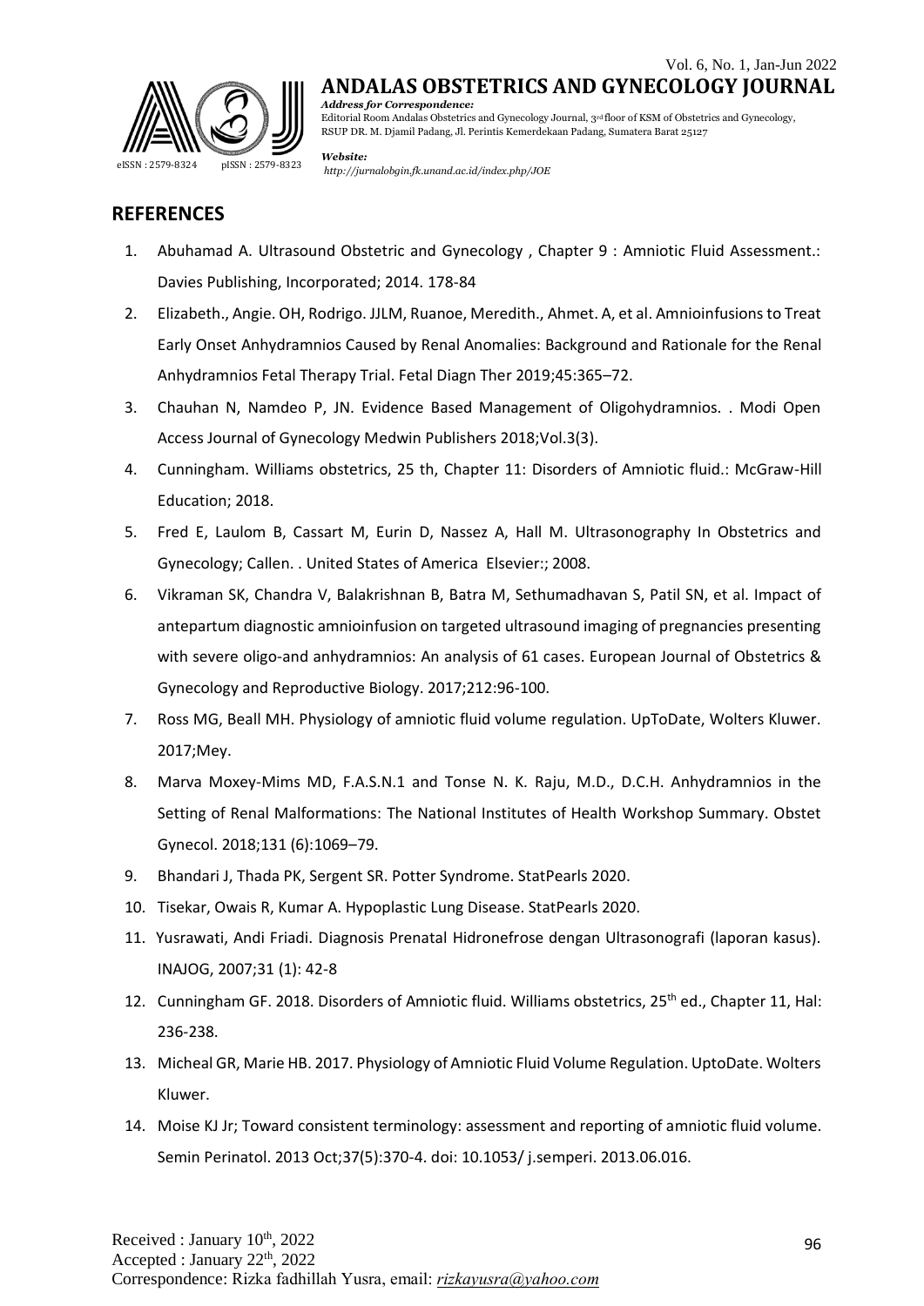## REFERENCES

1. Abuhamad A. Ultrasound Obstetric and Gynecology , Chapter 9 : Amniotic Fluid Assessment.: Davies Publishing, Incorporated; 2014. 178-84
2. Elizabeth., Angie. OH, Rodrigo. JJLM, Ruanoe, Meredith., Ahmet. A, et al. Amnioinfusions to Treat Early Onset Anhydramnios Caused by Renal Anomalies: Background and Rationale for the Renal Anhydramnios Fetal Therapy Trial. Fetal Diagn Ther 2019;45:365–72.
3. Chauhan N, Namdeo P, JN. Evidence Based Management of Oligohydramnios. . Modi Open Access Journal of Gynecology Medwin Publishers 2018;Vol.3(3).
4. Cunningham. Williams obstetrics, 25 th, Chapter 11: Disorders of Amniotic fluid.: McGraw-Hill Education; 2018.
5. Fred E, Laulom B, Cassart M, Eurin D, Nassez A, Hall M. Ultrasonography In Obstetrics and Gynecology; Callen. . United States of America Elsevier:; 2008.
6. Vikraman SK, Chandra V, Balakrishnan B, Batra M, Sethumadhavan S, Patil SN, et al. Impact of antepartum diagnostic amnioinfusion on targeted ultrasound imaging of pregnancies presenting with severe oligo-and anhydramnios: An analysis of 61 cases. European Journal of Obstetrics & Gynecology and Reproductive Biology. 2017;212:96-100.
7. Ross MG, Beall MH. Physiology of amniotic fluid volume regulation. UpToDate, Wolters Kluwer. 2017;Mey.
8. Marva Moxey-Mims MD, F.A.S.N.1 and Tonse N. K. Raju, M.D., D.C.H. Anhydramnios in the Setting of Renal Malformations: The National Institutes of Health Workshop Summary. Obstet Gynecol. 2018;131 (6):1069–79.
9. Bhandari J, Thada PK, Sergent SR. Potter Syndrome. StatPearls 2020.
10. Tisekar, Owais R, Kumar A. Hypoplastic Lung Disease. StatPearls 2020.
11. Yusrawati, Andi Friadi. Diagnosis Prenatal Hidronefrose dengan Ultrasonografi (laporan kasus). INAJOG, 2007;31 (1): 42-8
12. Cunningham GF. 2018. Disorders of Amniotic fluid. Williams obstetrics, 25th ed., Chapter 11, Hal: 236-238.
13. Micheal GR, Marie HB. 2017. Physiology of Amniotic Fluid Volume Regulation. UptoDate. Wolters Kluwer.
14. Moise KJ Jr; Toward consistent terminology: assessment and reporting of amniotic fluid volume. Semin Perinatol. 2013 Oct;37(5):370-4. doi: 10.1053/ j.semperi. 2013.06.016.

Received : January 10th, 2022
Accepted : January 22th, 2022
Correspondence: Rizka fadhillah Yusra, email: *rizkayusra@yahoo.com*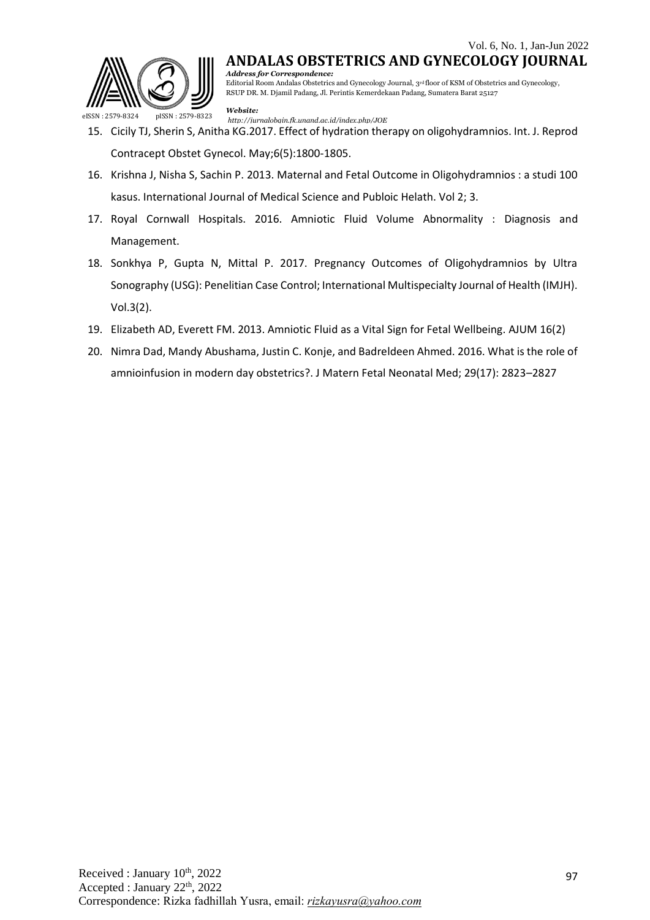15. Cicily TJ, Sherin S, Anitha KG.2017. Effect of hydration therapy on oligohydramnios. Int. J. Reprod Contracept Obstet Gynecol. May;6(5):1800-1805.
16. Krishna J, Nisha S, Sachin P. 2013. Maternal and Fetal Outcome in Oligohydramnios : a studi 100 kasus. International Journal of Medical Science and Publoic Helath. Vol 2; 3.
17. Royal Cornwall Hospitals. 2016. Amniotic Fluid Volume Abnormality : Diagnosis and Management.
18. Sonkhya P, Gupta N, Mittal P. 2017. Pregnancy Outcomes of Oligohydramnios by Ultra Sonography (USG): Penelitian Case Control; International Multispecialty Journal of Health (IMJH). Vol.3(2).
19. Elizabeth AD, Everett FM. 2013. Amniotic Fluid as a Vital Sign for Fetal Wellbeing. AJUM 16(2)
20. Nimra Dad, Mandy Abushama, Justin C. Konje, and Badreldeen Ahmed. 2016. What is the role of amnioinfusion in modern day obstetrics?. J Matern Fetal Neonatal Med; 29(17): 2823–2827

Received : January 10th, 2022
Accepted : January 22th, 2022
Correspondence: Rizka fadhillah Yusra, email: *rizkayusra@yahoo.com*